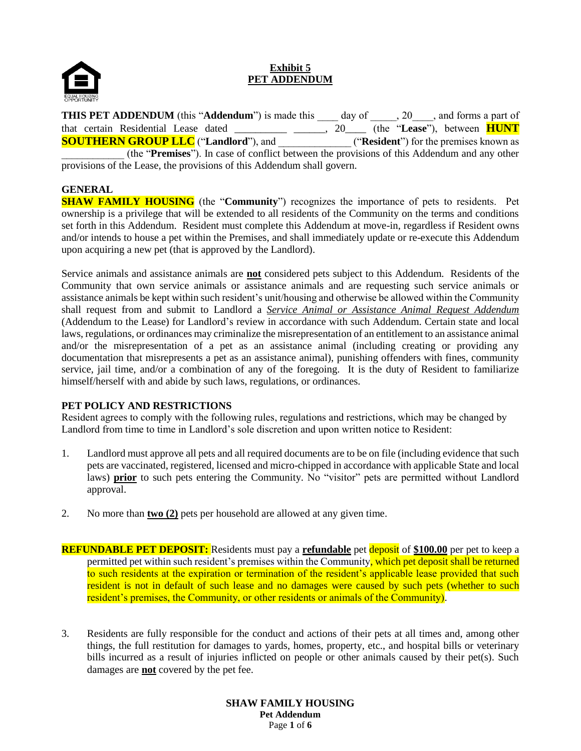# Exhibit 5
# PET ADDENDUM

**THIS PET ADDENDUM** (this "**Addendum**") is made this ____ day of _____, 20____, and forms a part of that certain Residential Lease dated __________ ______, 20____ (the "**Lease**"), between **HUNT SOUTHERN GROUP LLC** ("**Landlord**"), and ______________ ("**Resident**") for the premises known as ____________ (the "**Premises**"). In case of conflict between the provisions of this Addendum and any other provisions of the Lease, the provisions of this Addendum shall govern.

**GENERAL**

**SHAW FAMILY HOUSING** (the "**Community**") recognizes the importance of pets to residents. Pet ownership is a privilege that will be extended to all residents of the Community on the terms and conditions set forth in this Addendum. Resident must complete this Addendum at move-in, regardless if Resident owns and/or intends to house a pet within the Premises, and shall immediately update or re-execute this Addendum upon acquiring a new pet (that is approved by the Landlord).

Service animals and assistance animals are **not** considered pets subject to this Addendum. Residents of the Community that own service animals or assistance animals and are requesting such service animals or assistance animals be kept within such resident's unit/housing and otherwise be allowed within the Community shall request from and submit to Landlord a *Service Animal or Assistance Animal Request Addendum* (Addendum to the Lease) for Landlord's review in accordance with such Addendum. Certain state and local laws, regulations, or ordinances may criminalize the misrepresentation of an entitlement to an assistance animal and/or the misrepresentation of a pet as an assistance animal (including creating or providing any documentation that misrepresents a pet as an assistance animal), punishing offenders with fines, community service, jail time, and/or a combination of any of the foregoing. It is the duty of Resident to familiarize himself/herself with and abide by such laws, regulations, or ordinances.

**PET POLICY AND RESTRICTIONS**

Resident agrees to comply with the following rules, regulations and restrictions, which may be changed by Landlord from time to time in Landlord's sole discretion and upon written notice to Resident:

1. Landlord must approve all pets and all required documents are to be on file (including evidence that such pets are vaccinated, registered, licensed and micro-chipped in accordance with applicable State and local laws) **prior** to such pets entering the Community. No "visitor" pets are permitted without Landlord approval.

2. No more than **two (2)** pets per household are allowed at any given time.

**REFUNDABLE PET DEPOSIT:** Residents must pay a **refundable** pet deposit of **$100.00** per pet to keep a permitted pet within such resident's premises within the Community, which pet deposit shall be returned to such residents at the expiration or termination of the resident's applicable lease provided that such resident is not in default of such lease and no damages were caused by such pets (whether to such resident's premises, the Community, or other residents or animals of the Community).

3. Residents are fully responsible for the conduct and actions of their pets at all times and, among other things, the full restitution for damages to yards, homes, property, etc., and hospital bills or veterinary bills incurred as a result of injuries inflicted on people or other animals caused by their pet(s). Such damages are **not** covered by the pet fee.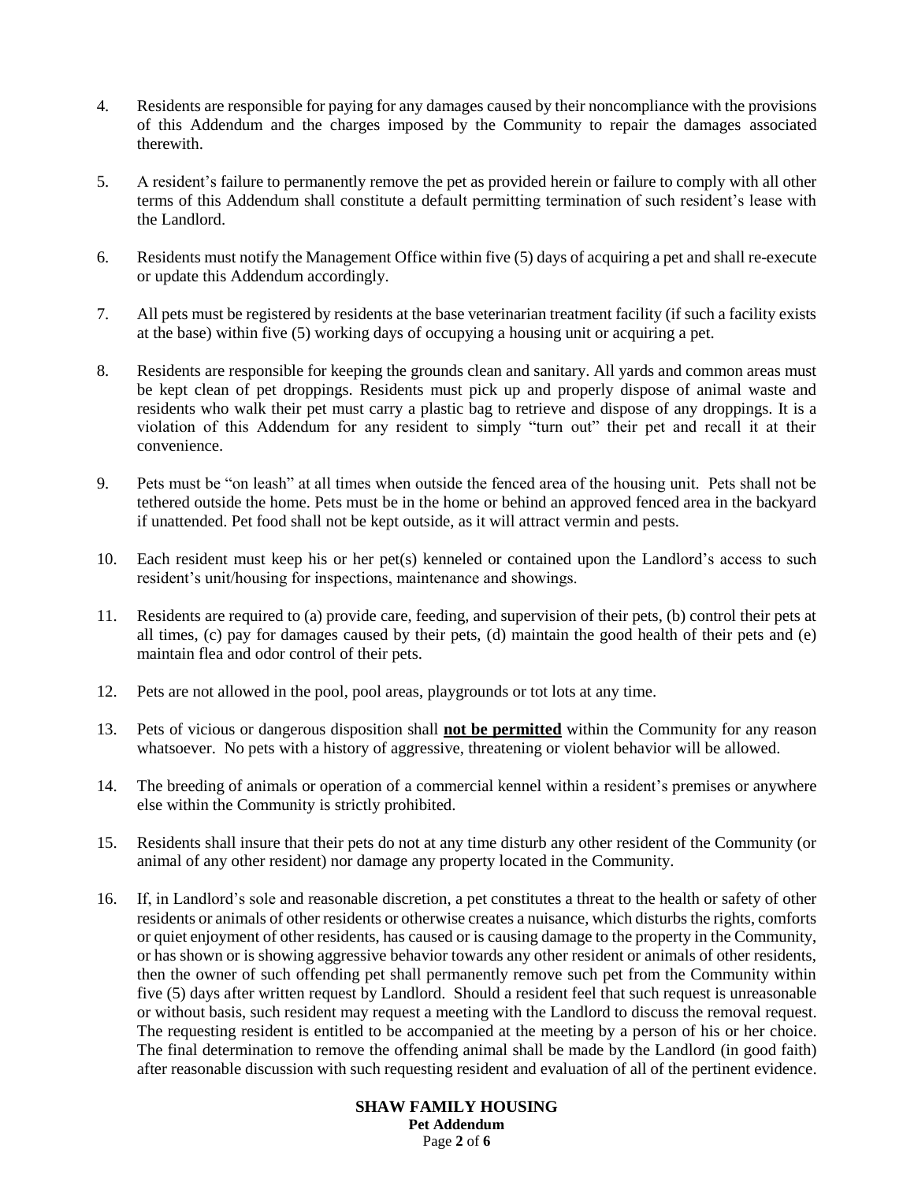4. Residents are responsible for paying for any damages caused by their noncompliance with the provisions of this Addendum and the charges imposed by the Community to repair the damages associated therewith.

5. A resident's failure to permanently remove the pet as provided herein or failure to comply with all other terms of this Addendum shall constitute a default permitting termination of such resident's lease with the Landlord.

6. Residents must notify the Management Office within five (5) days of acquiring a pet and shall re-execute or update this Addendum accordingly.

7. All pets must be registered by residents at the base veterinarian treatment facility (if such a facility exists at the base) within five (5) working days of occupying a housing unit or acquiring a pet.

8. Residents are responsible for keeping the grounds clean and sanitary. All yards and common areas must be kept clean of pet droppings. Residents must pick up and properly dispose of animal waste and residents who walk their pet must carry a plastic bag to retrieve and dispose of any droppings. It is a violation of this Addendum for any resident to simply "turn out" their pet and recall it at their convenience.

9. Pets must be "on leash" at all times when outside the fenced area of the housing unit. Pets shall not be tethered outside the home. Pets must be in the home or behind an approved fenced area in the backyard if unattended. Pet food shall not be kept outside, as it will attract vermin and pests.

10. Each resident must keep his or her pet(s) kenneled or contained upon the Landlord's access to such resident's unit/housing for inspections, maintenance and showings.

11. Residents are required to (a) provide care, feeding, and supervision of their pets, (b) control their pets at all times, (c) pay for damages caused by their pets, (d) maintain the good health of their pets and (e) maintain flea and odor control of their pets.

12. Pets are not allowed in the pool, pool areas, playgrounds or tot lots at any time.

13. Pets of vicious or dangerous disposition shall <u>**not be permitted**</u> within the Community for any reason whatsoever. No pets with a history of aggressive, threatening or violent behavior will be allowed.

14. The breeding of animals or operation of a commercial kennel within a resident's premises or anywhere else within the Community is strictly prohibited.

15. Residents shall insure that their pets do not at any time disturb any other resident of the Community (or animal of any other resident) nor damage any property located in the Community.

16. If, in Landlord's sole and reasonable discretion, a pet constitutes a threat to the health or safety of other residents or animals of other residents or otherwise creates a nuisance, which disturbs the rights, comforts or quiet enjoyment of other residents, has caused or is causing damage to the property in the Community, or has shown or is showing aggressive behavior towards any other resident or animals of other residents, then the owner of such offending pet shall permanently remove such pet from the Community within five (5) days after written request by Landlord. Should a resident feel that such request is unreasonable or without basis, such resident may request a meeting with the Landlord to discuss the removal request. The requesting resident is entitled to be accompanied at the meeting by a person of his or her choice. The final determination to remove the offending animal shall be made by the Landlord (in good faith) after reasonable discussion with such requesting resident and evaluation of all of the pertinent evidence.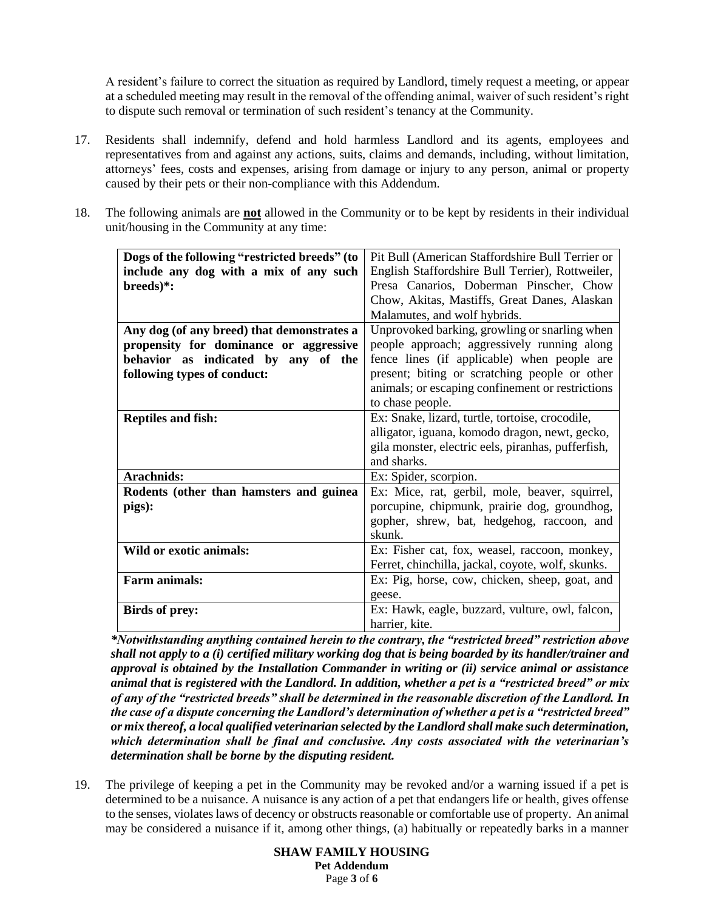A resident's failure to correct the situation as required by Landlord, timely request a meeting, or appear at a scheduled meeting may result in the removal of the offending animal, waiver of such resident's right to dispute such removal or termination of such resident's tenancy at the Community.

17. Residents shall indemnify, defend and hold harmless Landlord and its agents, employees and representatives from and against any actions, suits, claims and demands, including, without limitation, attorneys' fees, costs and expenses, arising from damage or injury to any person, animal or property caused by their pets or their non-compliance with this Addendum.

18. The following animals are **not** allowed in the Community or to be kept by residents in their individual unit/housing in the Community at any time:

| | |
|---|---|
| **Dogs of the following "restricted breeds" (to include any dog with a mix of any such breeds)*:** | Pit Bull (American Staffordshire Bull Terrier or English Staffordshire Bull Terrier), Rottweiler, Presa Canarios, Doberman Pinscher, Chow Chow, Akitas, Mastiffs, Great Danes, Alaskan Malamutes, and wolf hybrids. |
| **Any dog (of any breed) that demonstrates a propensity for dominance or aggressive behavior as indicated by any of the following types of conduct:** | Unprovoked barking, growling or snarling when people approach; aggressively running along fence lines (if applicable) when people are present; biting or scratching people or other animals; or escaping confinement or restrictions to chase people. |
| **Reptiles and fish:** | Ex: Snake, lizard, turtle, tortoise, crocodile, alligator, iguana, komodo dragon, newt, gecko, gila monster, electric eels, piranhas, pufferfish, and sharks. |
| **Arachnids:** | Ex: Spider, scorpion. |
| **Rodents (other than hamsters and guinea pigs):** | Ex: Mice, rat, gerbil, mole, beaver, squirrel, porcupine, chipmunk, prairie dog, groundhog, gopher, shrew, bat, hedgehog, raccoon, and skunk. |
| **Wild or exotic animals:** | Ex: Fisher cat, fox, weasel, raccoon, monkey, Ferret, chinchilla, jackal, coyote, wolf, skunks. |
| **Farm animals:** | Ex: Pig, horse, cow, chicken, sheep, goat, and geese. |
| **Birds of prey:** | Ex: Hawk, eagle, buzzard, vulture, owl, falcon, harrier, kite. |

***Notwithstanding anything contained herein to the contrary, the "restricted breed" restriction above shall not apply to a (i) certified military working dog that is being boarded by its handler/trainer and approval is obtained by the Installation Commander in writing or (ii) service animal or assistance animal that is registered with the Landlord. In addition, whether a pet is a "restricted breed" or mix of any of the "restricted breeds" shall be determined in the reasonable discretion of the Landlord. In the case of a dispute concerning the Landlord's determination of whether a pet is a "restricted breed" or mix thereof, a local qualified veterinarian selected by the Landlord shall make such determination, which determination shall be final and conclusive. Any costs associated with the veterinarian's determination shall be borne by the disputing resident.***

19. The privilege of keeping a pet in the Community may be revoked and/or a warning issued if a pet is determined to be a nuisance. A nuisance is any action of a pet that endangers life or health, gives offense to the senses, violates laws of decency or obstructs reasonable or comfortable use of property. An animal may be considered a nuisance if it, among other things, (a) habitually or repeatedly barks in a manner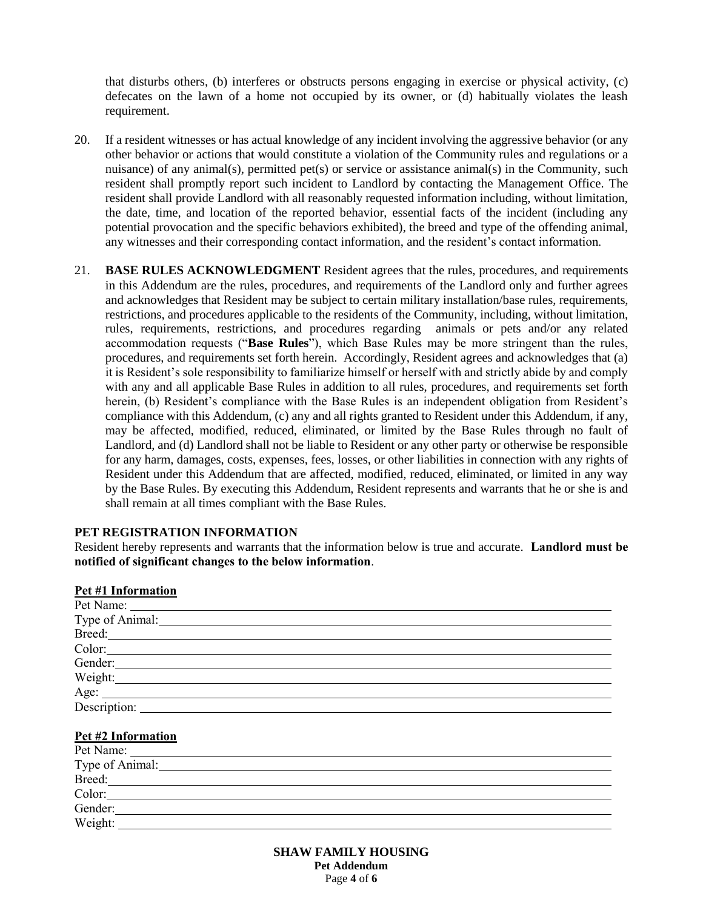that disturbs others, (b) interferes or obstructs persons engaging in exercise or physical activity, (c) defecates on the lawn of a home not occupied by its owner, or (d) habitually violates the leash requirement.

20. If a resident witnesses or has actual knowledge of any incident involving the aggressive behavior (or any other behavior or actions that would constitute a violation of the Community rules and regulations or a nuisance) of any animal(s), permitted pet(s) or service or assistance animal(s) in the Community, such resident shall promptly report such incident to Landlord by contacting the Management Office. The resident shall provide Landlord with all reasonably requested information including, without limitation, the date, time, and location of the reported behavior, essential facts of the incident (including any potential provocation and the specific behaviors exhibited), the breed and type of the offending animal, any witnesses and their corresponding contact information, and the resident's contact information.

21. **BASE RULES ACKNOWLEDGMENT** Resident agrees that the rules, procedures, and requirements in this Addendum are the rules, procedures, and requirements of the Landlord only and further agrees and acknowledges that Resident may be subject to certain military installation/base rules, requirements, restrictions, and procedures applicable to the residents of the Community, including, without limitation, rules, requirements, restrictions, and procedures regarding animals or pets and/or any related accommodation requests ("**Base Rules**"), which Base Rules may be more stringent than the rules, procedures, and requirements set forth herein. Accordingly, Resident agrees and acknowledges that (a) it is Resident's sole responsibility to familiarize himself or herself with and strictly abide by and comply with any and all applicable Base Rules in addition to all rules, procedures, and requirements set forth herein, (b) Resident's compliance with the Base Rules is an independent obligation from Resident's compliance with this Addendum, (c) any and all rights granted to Resident under this Addendum, if any, may be affected, modified, reduced, eliminated, or limited by the Base Rules through no fault of Landlord, and (d) Landlord shall not be liable to Resident or any other party or otherwise be responsible for any harm, damages, costs, expenses, fees, losses, or other liabilities in connection with any rights of Resident under this Addendum that are affected, modified, reduced, eliminated, or limited in any way by the Base Rules. By executing this Addendum, Resident represents and warrants that he or she is and shall remain at all times compliant with the Base Rules.

**PET REGISTRATION INFORMATION**

Resident hereby represents and warrants that the information below is true and accurate. **Landlord must be notified of significant changes to the below information**.

**Pet #1 Information**

Pet Name: \_\_\_\_\_\_\_\_\_\_\_\_\_\_\_\_\_\_\_\_

Type of Animal: \_\_\_\_\_\_\_\_\_\_\_\_\_\_\_\_\_\_\_\_

Breed: \_\_\_\_\_\_\_\_\_\_\_\_\_\_\_\_\_\_\_\_

Color: \_\_\_\_\_\_\_\_\_\_\_\_\_\_\_\_\_\_\_\_

Gender: \_\_\_\_\_\_\_\_\_\_\_\_\_\_\_\_\_\_\_\_

Weight: \_\_\_\_\_\_\_\_\_\_\_\_\_\_\_\_\_\_\_\_

Age: \_\_\_\_\_\_\_\_\_\_\_\_\_\_\_\_\_\_\_\_

Description: \_\_\_\_\_\_\_\_\_\_\_\_\_\_\_\_\_\_\_\_

**Pet #2 Information**

Pet Name: \_\_\_\_\_\_\_\_\_\_\_\_\_\_\_\_\_\_\_\_

Type of Animal: \_\_\_\_\_\_\_\_\_\_\_\_\_\_\_\_\_\_\_\_

Breed: \_\_\_\_\_\_\_\_\_\_\_\_\_\_\_\_\_\_\_\_

Color: \_\_\_\_\_\_\_\_\_\_\_\_\_\_\_\_\_\_\_\_

Gender: \_\_\_\_\_\_\_\_\_\_\_\_\_\_\_\_\_\_\_\_

Weight: \_\_\_\_\_\_\_\_\_\_\_\_\_\_\_\_\_\_\_\_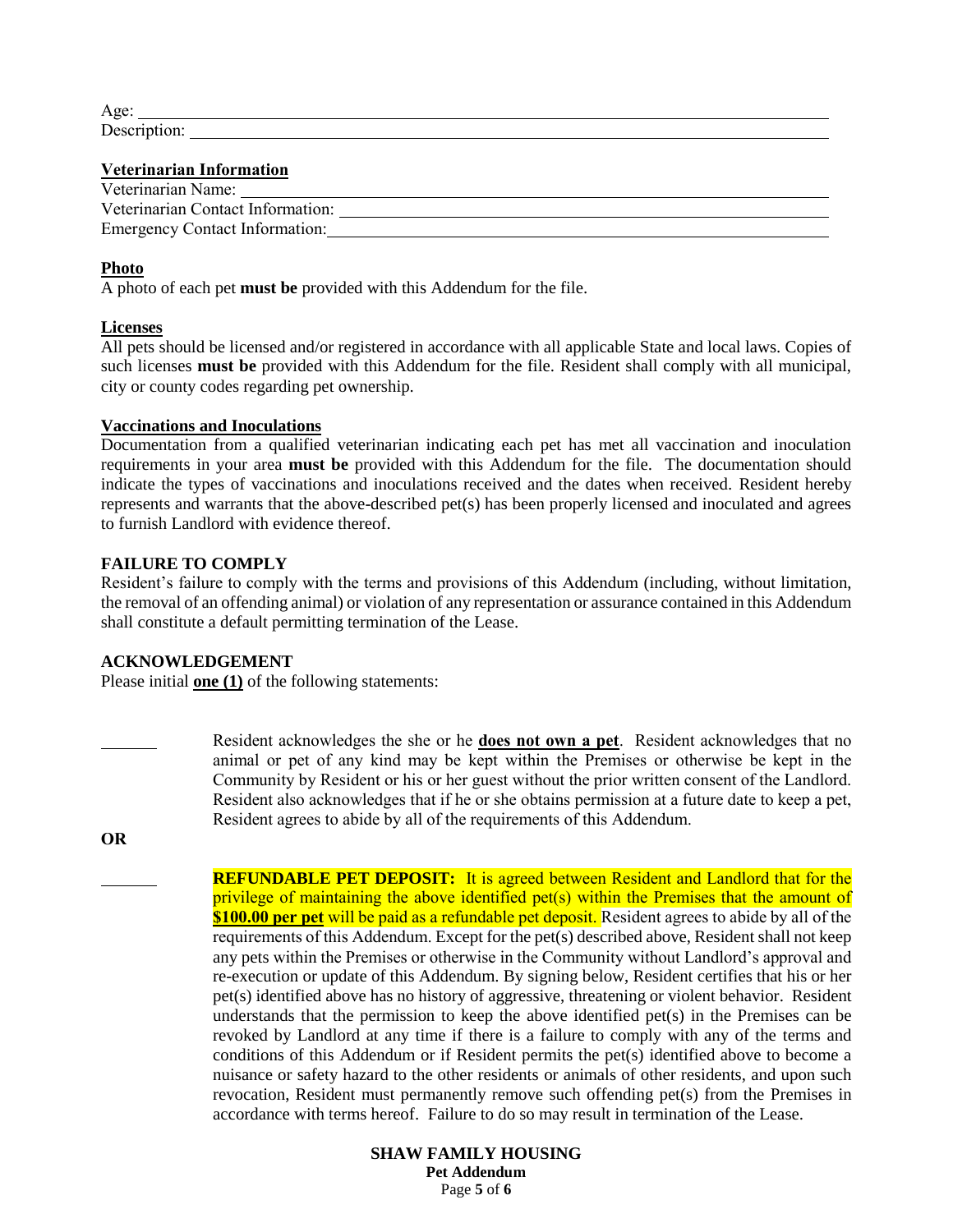Age: ______________________________________________________________

Description: _______________________________________________________

**Veterinarian Information**

Veterinarian Name: __________________________________________________

Veterinarian Contact Information: _____________________________________

Emergency Contact Information: ______________________________________

**Photo**

A photo of each pet **must be** provided with this Addendum for the file.

**Licenses**

All pets should be licensed and/or registered in accordance with all applicable State and local laws. Copies of such licenses **must be** provided with this Addendum for the file. Resident shall comply with all municipal, city or county codes regarding pet ownership.

**Vaccinations and Inoculations**

Documentation from a qualified veterinarian indicating each pet has met all vaccination and inoculation requirements in your area **must be** provided with this Addendum for the file. The documentation should indicate the types of vaccinations and inoculations received and the dates when received. Resident hereby represents and warrants that the above-described pet(s) has been properly licensed and inoculated and agrees to furnish Landlord with evidence thereof.

**FAILURE TO COMPLY**

Resident's failure to comply with the terms and provisions of this Addendum (including, without limitation, the removal of an offending animal) or violation of any representation or assurance contained in this Addendum shall constitute a default permitting termination of the Lease.

**ACKNOWLEDGEMENT**

Please initial **one (1)** of the following statements:

_______ Resident acknowledges the she or he **does not own a pet**. Resident acknowledges that no animal or pet of any kind may be kept within the Premises or otherwise be kept in the Community by Resident or his or her guest without the prior written consent of the Landlord. Resident also acknowledges that if he or she obtains permission at a future date to keep a pet, Resident agrees to abide by all of the requirements of this Addendum.

**OR**

_______ **REFUNDABLE PET DEPOSIT:** It is agreed between Resident and Landlord that for the privilege of maintaining the above identified pet(s) within the Premises that the amount of **$100.00 per pet** will be paid as a refundable pet deposit. Resident agrees to abide by all of the requirements of this Addendum. Except for the pet(s) described above, Resident shall not keep any pets within the Premises or otherwise in the Community without Landlord's approval and re-execution or update of this Addendum. By signing below, Resident certifies that his or her pet(s) identified above has no history of aggressive, threatening or violent behavior. Resident understands that the permission to keep the above identified pet(s) in the Premises can be revoked by Landlord at any time if there is a failure to comply with any of the terms and conditions of this Addendum or if Resident permits the pet(s) identified above to become a nuisance or safety hazard to the other residents or animals of other residents, and upon such revocation, Resident must permanently remove such offending pet(s) from the Premises in accordance with terms hereof. Failure to do so may result in termination of the Lease.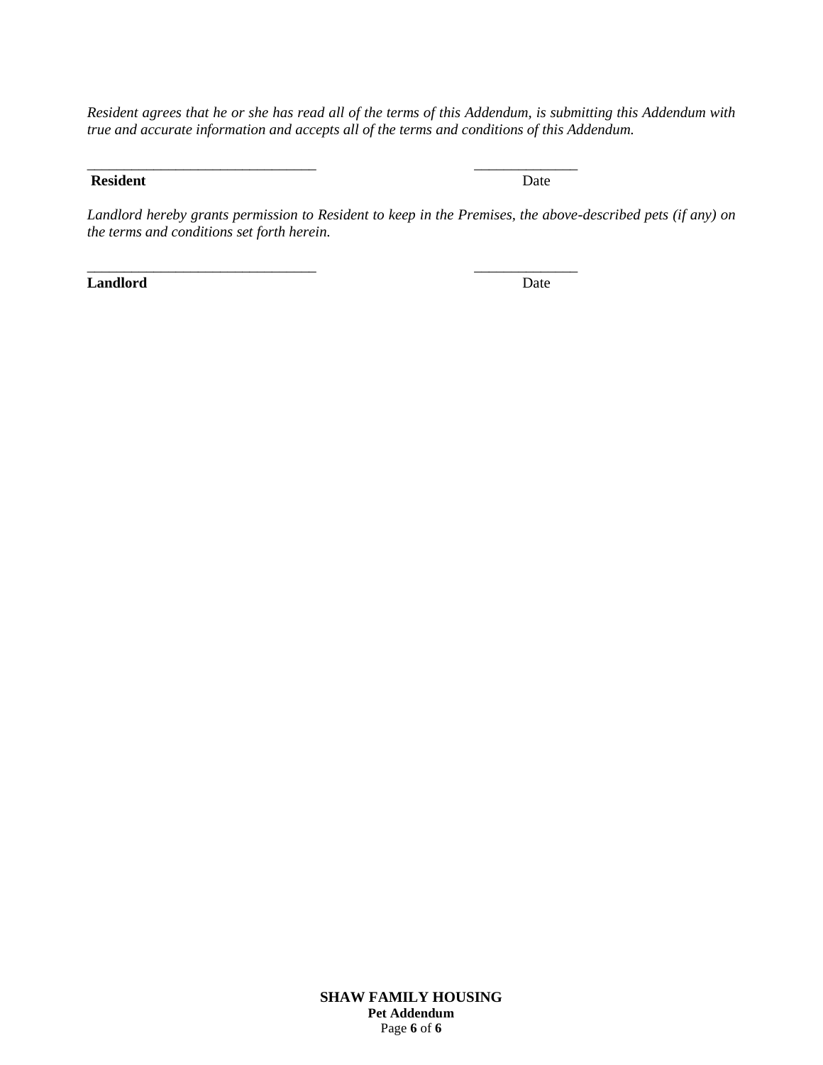*Resident agrees that he or she has read all of the terms of this Addendum, is submitting this Addendum with true and accurate information and accepts all of the terms and conditions of this Addendum.*

_______________________________ ______________

**Resident** Date

*Landlord hereby grants permission to Resident to keep in the Premises, the above-described pets (if any) on the terms and conditions set forth herein.*

_______________________________ ______________

**Landlord** Date